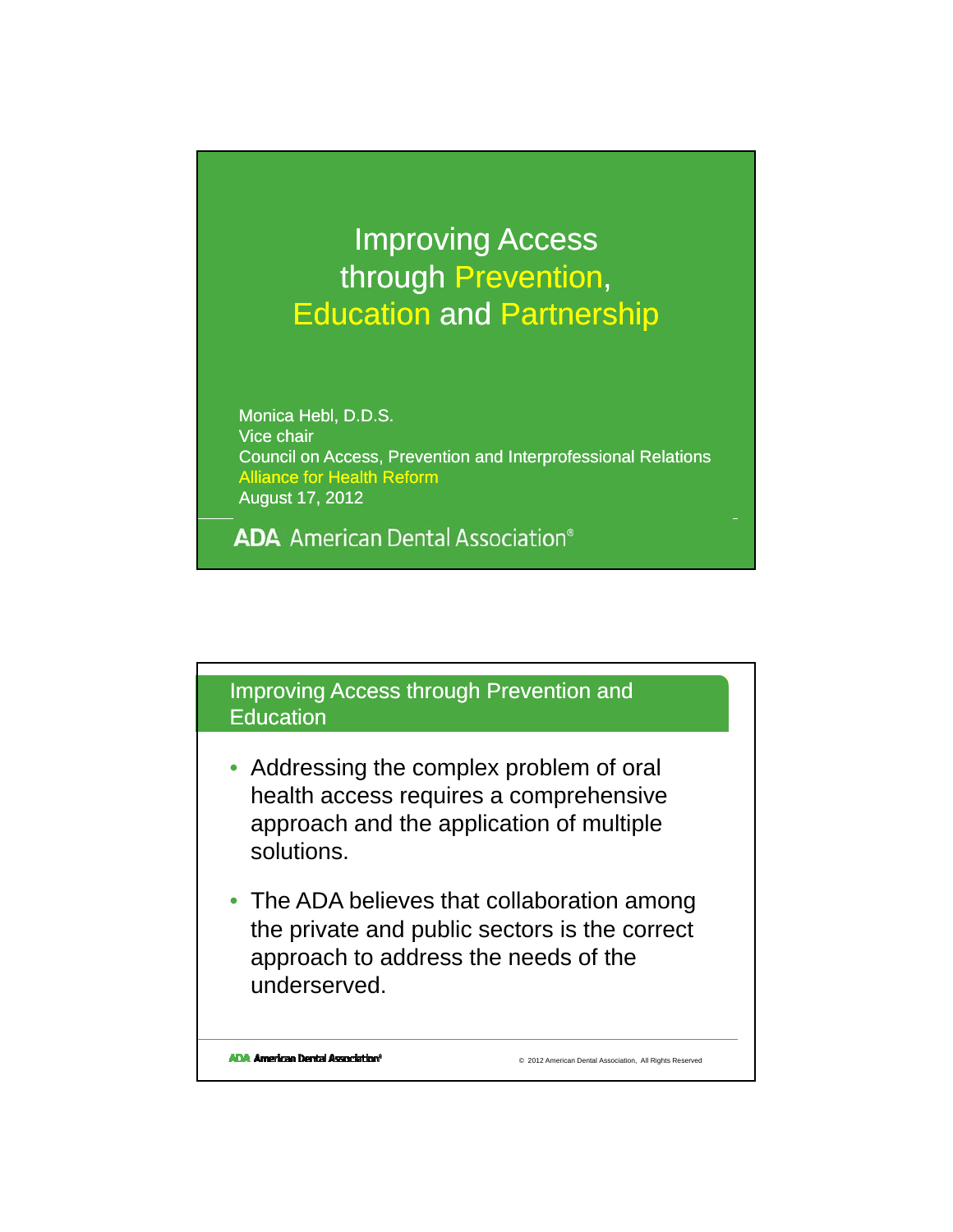# Improving Access through Prevention, Education and Partnership

Monica Hebl, D.D.S.
Vice chair
Council on Access, Prevention and Interprofessional Relations
Alliance for Health Reform
August 17, 2012

ADA American Dental Association®

---

## Improving Access through Prevention and Education

- Addressing the complex problem of oral health access requires a comprehensive approach and the application of multiple solutions.
- The ADA believes that collaboration among the private and public sectors is the correct approach to address the needs of the underserved.

ADA American Dental Association®

© 2012 American Dental Association, All Rights Reserved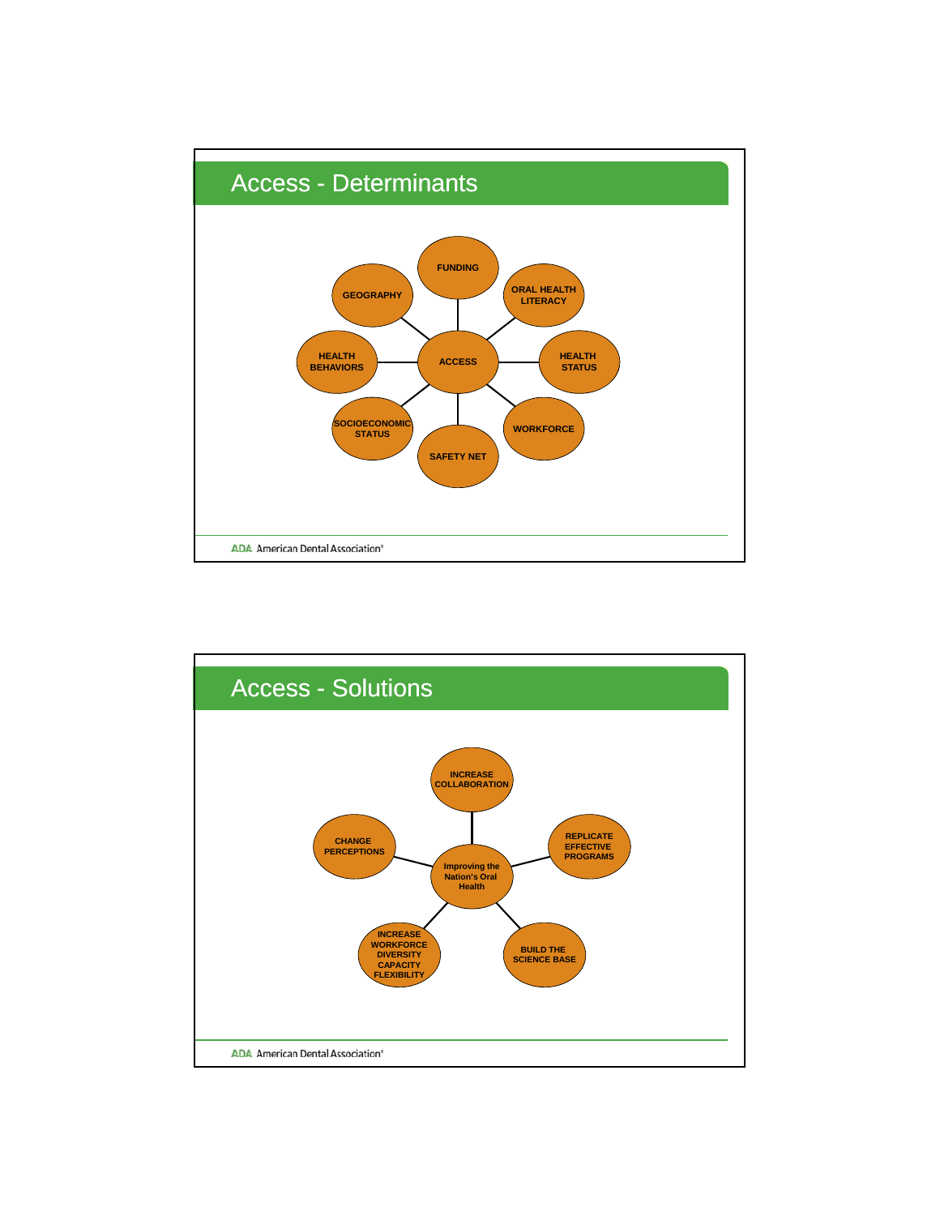## Access - Determinants

- ACCESS
  - FUNDING
  - ORAL HEALTH LITERACY
  - HEALTH STATUS
  - WORKFORCE
  - SAFETY NET
  - SOCIOECONOMIC STATUS
  - HEALTH BEHAVIORS
  - GEOGRAPHY

ADA American Dental Association®

## Access - Solutions

- Improving the Nation's Oral Health
  - INCREASE COLLABORATION
  - REPLICATE EFFECTIVE PROGRAMS
  - BUILD THE SCIENCE BASE
  - INCREASE WORKFORCE DIVERSITY CAPACITY FLEXIBILITY
  - CHANGE PERCEPTIONS

ADA American Dental Association®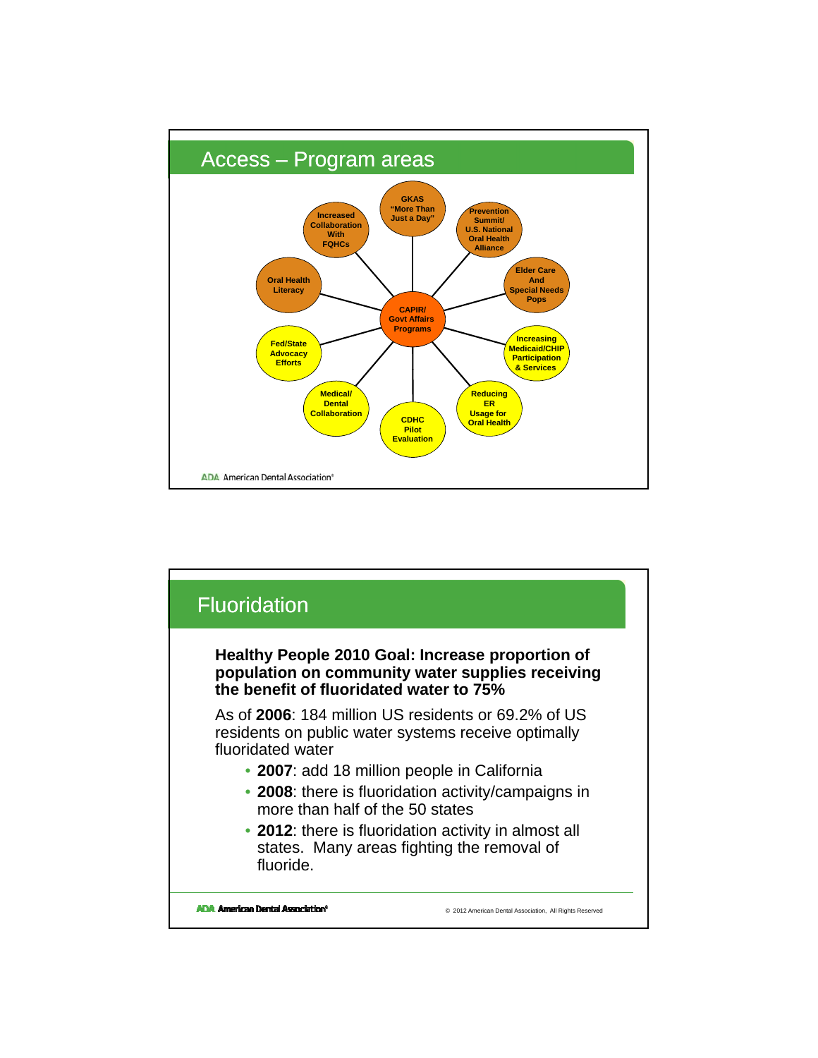## Access – Program areas

**CAPIR/ Govt Affairs Programs**

- GKAS "More Than Just a Day"
- Prevention Summit/ U.S. National Oral Health Alliance
- Elder Care And Special Needs Pops
- Increasing Medicaid/CHIP Participation & Services
- Reducing ER Usage for Oral Health
- CDHC Pilot Evaluation
- Medical/ Dental Collaboration
- Fed/State Advocacy Efforts
- Oral Health Literacy
- Increased Collaboration With FQHCs

ADA American Dental Association®

## Fluoridation

**Healthy People 2010 Goal: Increase proportion of population on community water supplies receiving the benefit of fluoridated water to 75%**

As of **2006**: 184 million US residents or 69.2% of US residents on public water systems receive optimally fluoridated water

- **2007**: add 18 million people in California
- **2008**: there is fluoridation activity/campaigns in more than half of the 50 states
- **2012**: there is fluoridation activity in almost all states. Many areas fighting the removal of fluoride.

ADA American Dental Association®

© 2012 American Dental Association, All Rights Reserved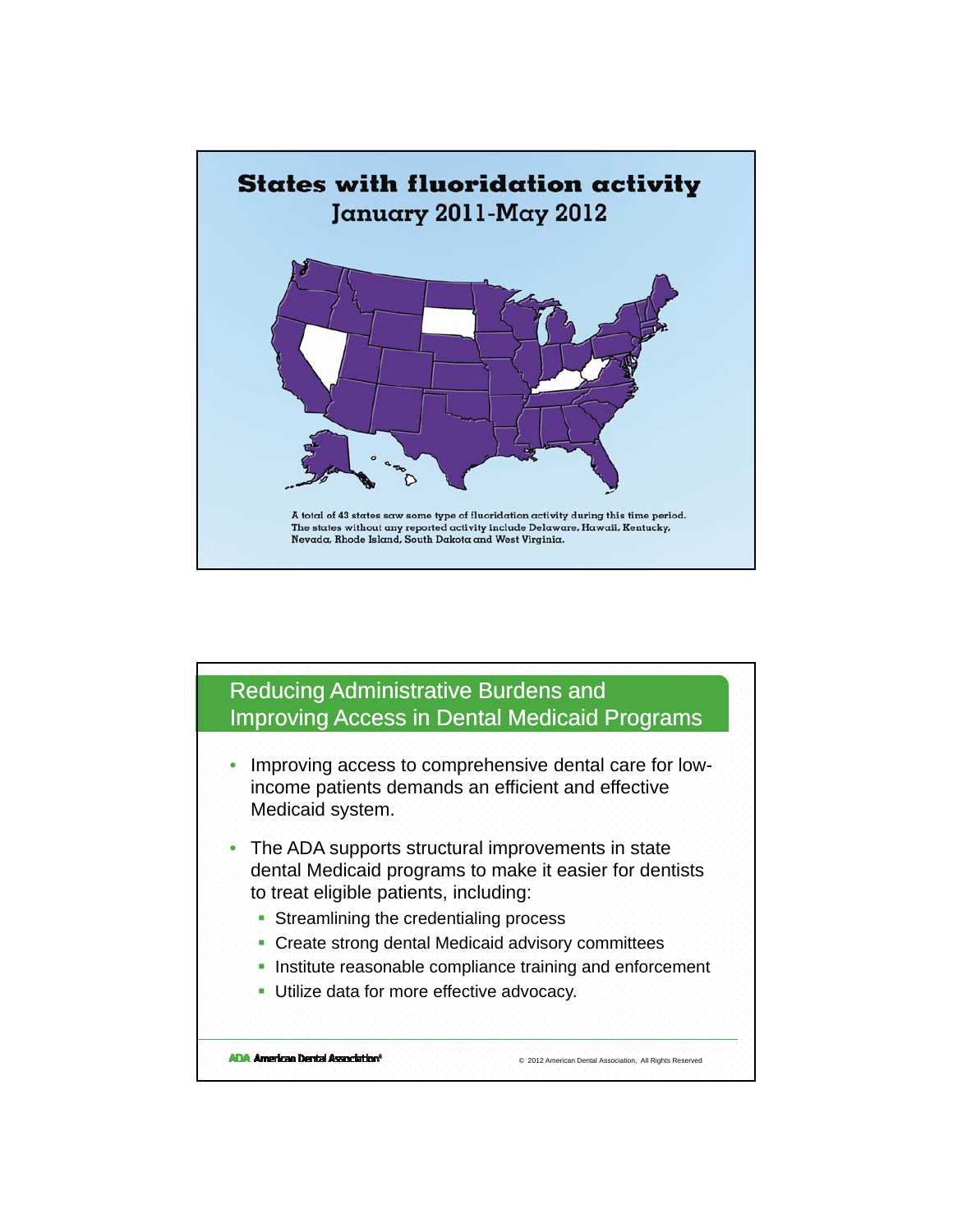## States with fluoridation activity

### January 2011-May 2012

A total of 43 states saw some type of fluoridation activity during this time period. The states without any reported activity include Delaware, Hawaii, Kentucky, Nevada, Rhode Island, South Dakota and West Virginia.

## Reducing Administrative Burdens and Improving Access in Dental Medicaid Programs

- Improving access to comprehensive dental care for low-income patients demands an efficient and effective Medicaid system.
- The ADA supports structural improvements in state dental Medicaid programs to make it easier for dentists to treat eligible patients, including:
  - Streamlining the credentialing process
  - Create strong dental Medicaid advisory committees
  - Institute reasonable compliance training and enforcement
  - Utilize data for more effective advocacy.

ADA American Dental Association®

© 2012 American Dental Association, All Rights Reserved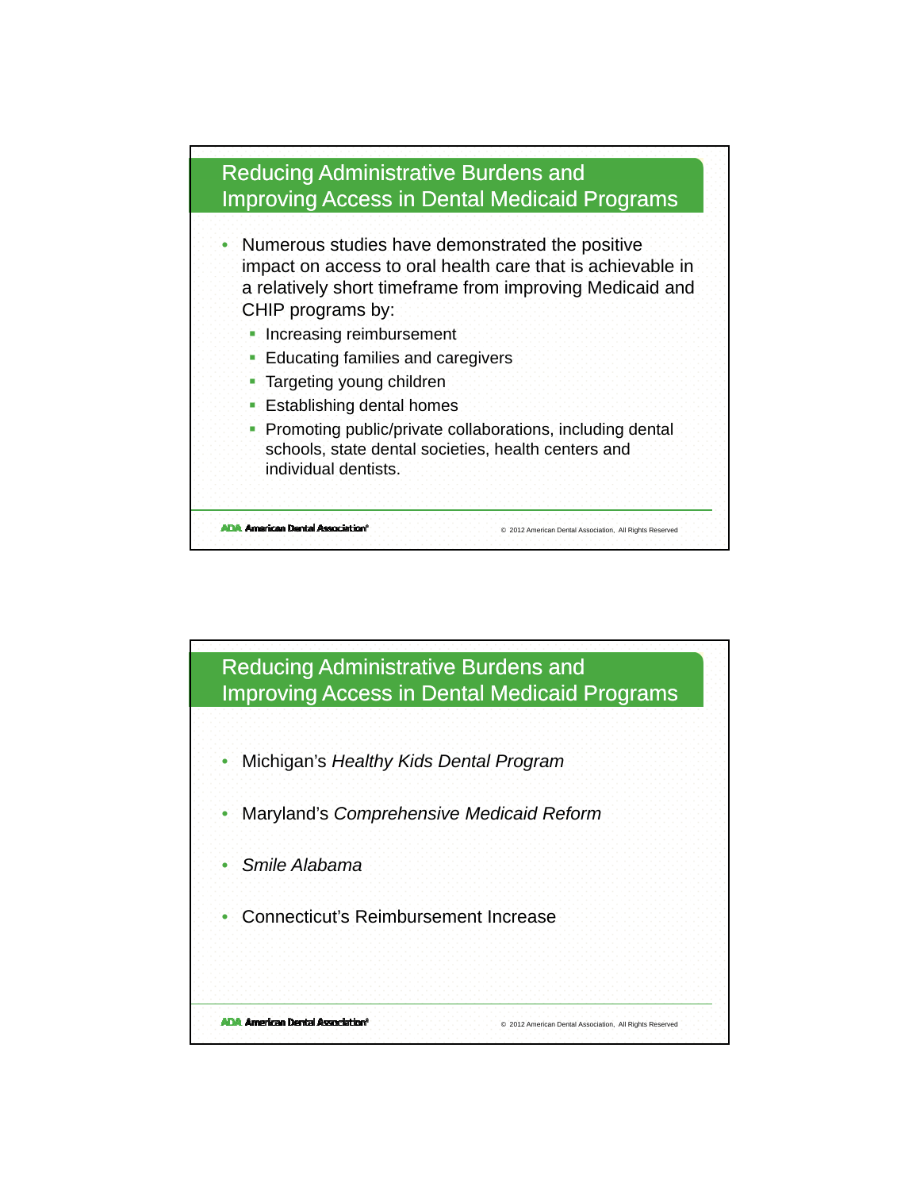## Reducing Administrative Burdens and Improving Access in Dental Medicaid Programs

- Numerous studies have demonstrated the positive impact on access to oral health care that is achievable in a relatively short timeframe from improving Medicaid and CHIP programs by:
  - Increasing reimbursement
  - Educating families and caregivers
  - Targeting young children
  - Establishing dental homes
  - Promoting public/private collaborations, including dental schools, state dental societies, health centers and individual dentists.

## Reducing Administrative Burdens and Improving Access in Dental Medicaid Programs

- Michigan's *Healthy Kids Dental Program*
- Maryland's *Comprehensive Medicaid Reform*
- *Smile Alabama*
- Connecticut's Reimbursement Increase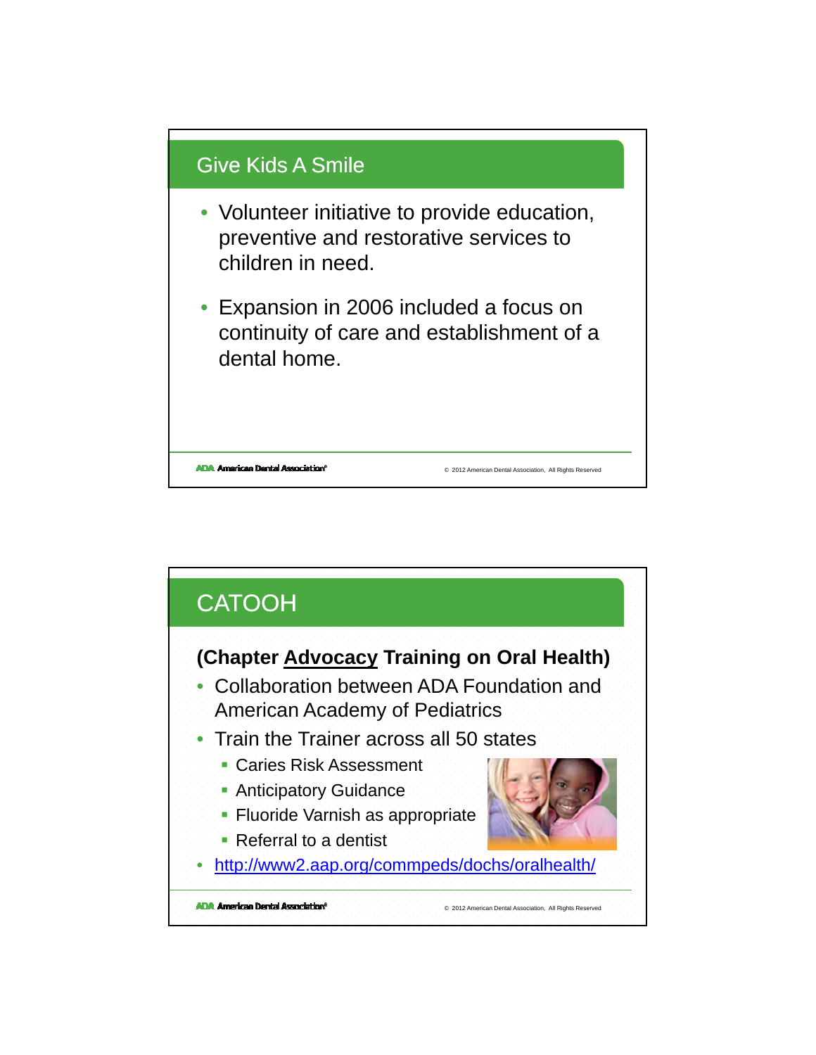## Give Kids A Smile

- Volunteer initiative to provide education, preventive and restorative services to children in need.
- Expansion in 2006 included a focus on continuity of care and establishment of a dental home.

## CATOOH

**(Chapter <u>Advocacy</u> Training on Oral Health)**

- Collaboration between ADA Foundation and American Academy of Pediatrics
- Train the Trainer across all 50 states
  - Caries Risk Assessment
  - Anticipatory Guidance
  - Fluoride Varnish as appropriate
  - Referral to a dentist
- http://www2.aap.org/commpeds/dochs/oralhealth/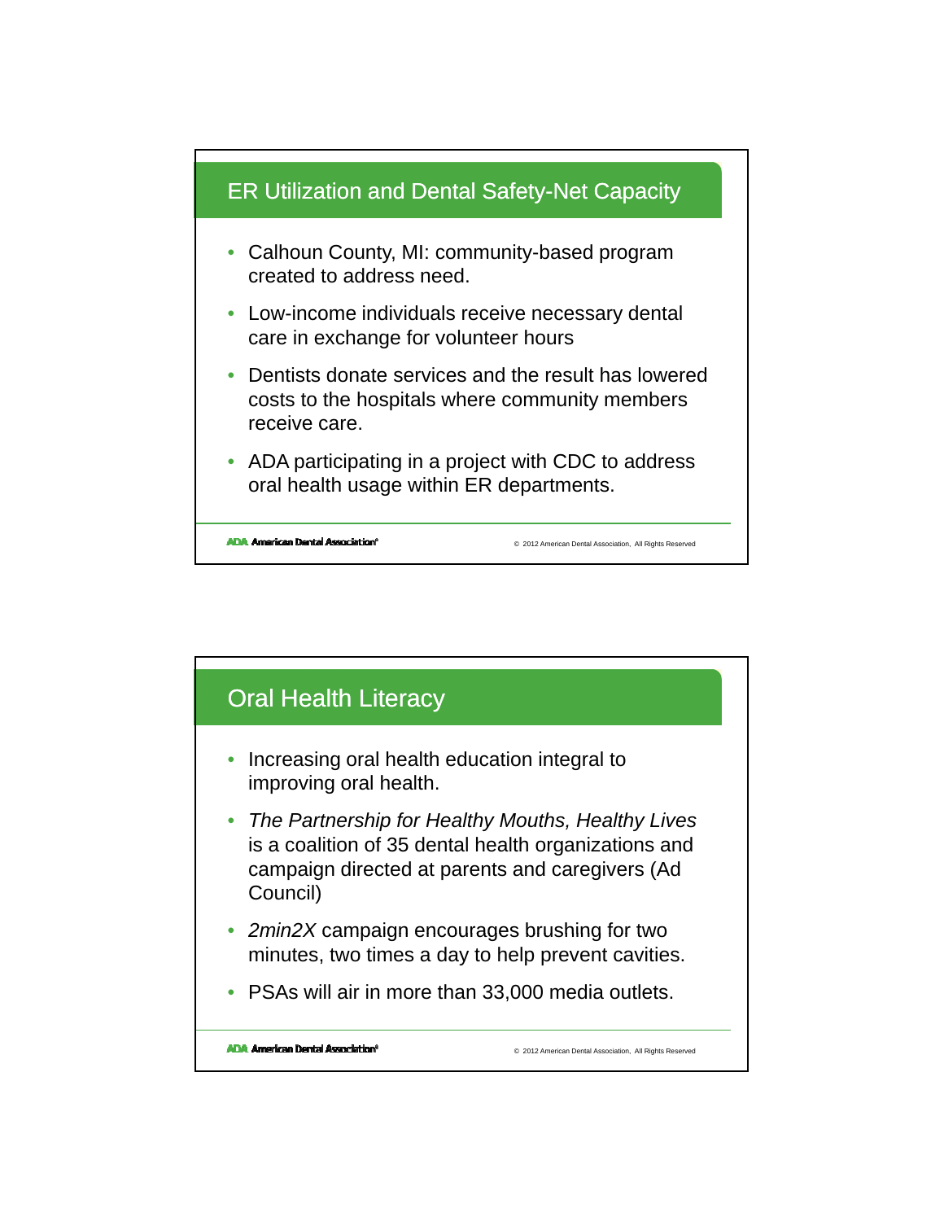## ER Utilization and Dental Safety-Net Capacity

- Calhoun County, MI: community-based program created to address need.
- Low-income individuals receive necessary dental care in exchange for volunteer hours
- Dentists donate services and the result has lowered costs to the hospitals where community members receive care.
- ADA participating in a project with CDC to address oral health usage within ER departments.

## Oral Health Literacy

- Increasing oral health education integral to improving oral health.
- *The Partnership for Healthy Mouths, Healthy Lives* is a coalition of 35 dental health organizations and campaign directed at parents and caregivers (Ad Council)
- *2min2X* campaign encourages brushing for two minutes, two times a day to help prevent cavities.
- PSAs will air in more than 33,000 media outlets.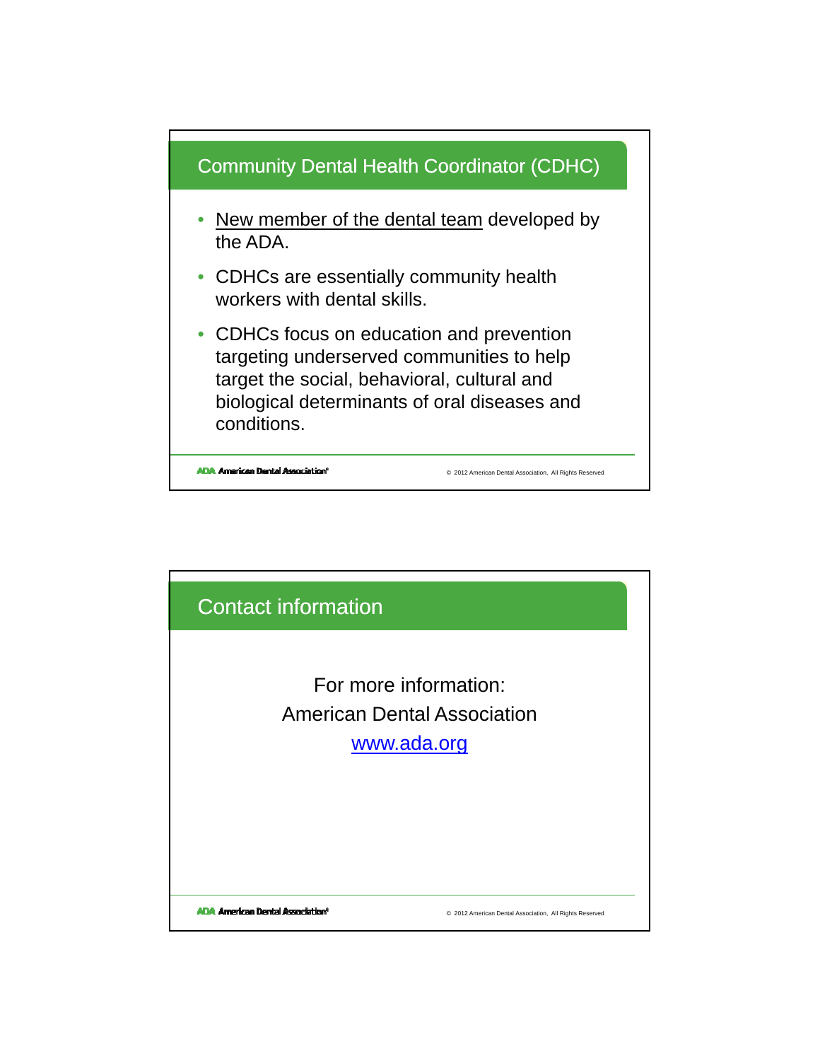## Community Dental Health Coordinator (CDHC)

- New member of the dental team developed by the ADA.
- CDHCs are essentially community health workers with dental skills.
- CDHCs focus on education and prevention targeting underserved communities to help target the social, behavioral, cultural and biological determinants of oral diseases and conditions.

## Contact information

For more information:

American Dental Association

www.ada.org